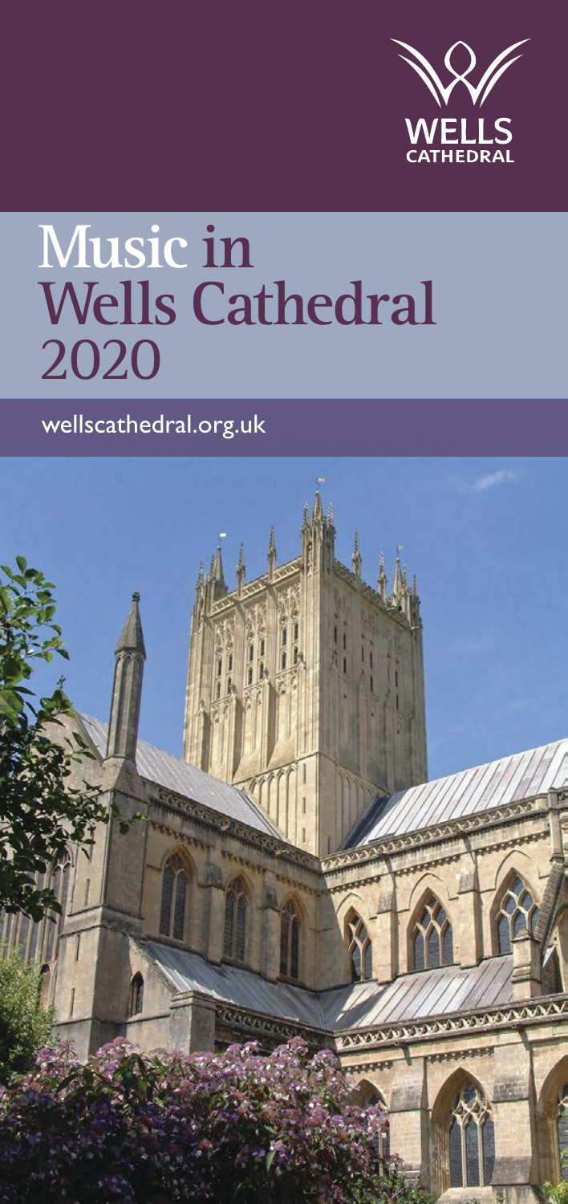WELLS CATHEDRAL

# Music in Wells Cathedral 2020

wellscathedral.org.uk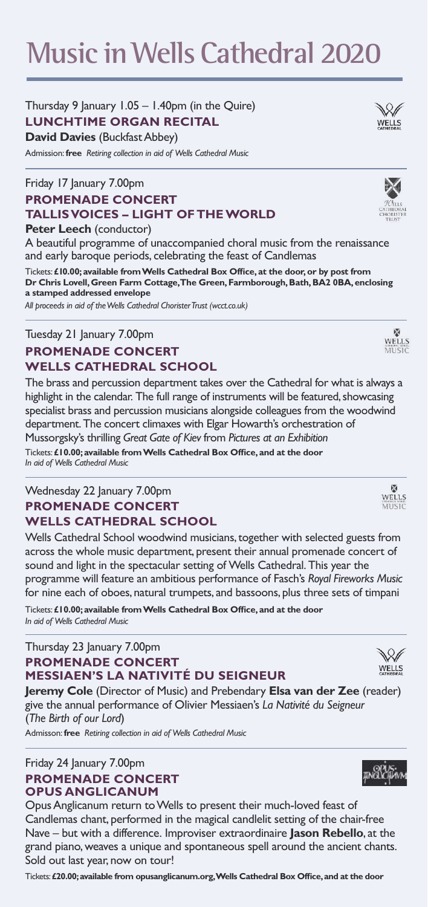# Music in Wells Cathedral 2020

Thursday 9 January 1.05 – 1.40pm (in the Quire)

**LUNCHTIME ORGAN RECITAL**

**David Davies** (Buckfast Abbey)

Admission: **free** *Retiring collection in aid of Wells Cathedral Music*

---

Friday 17 January 7.00pm

**PROMENADE CONCERT**
**TALLIS VOICES – LIGHT OF THE WORLD**

**Peter Leech** (conductor)

A beautiful programme of unaccompanied choral music from the renaissance and early baroque periods, celebrating the feast of Candlemas

Tickets: **£10.00; available from Wells Cathedral Box Office, at the door, or by post from Dr Chris Lovell, Green Farm Cottage, The Green, Farmborough, Bath, BA2 0BA, enclosing a stamped addressed envelope**

*All proceeds in aid of the Wells Cathedral Chorister Trust (wcct.co.uk)*

---

Tuesday 21 January 7.00pm

**PROMENADE CONCERT**
**WELLS CATHEDRAL SCHOOL**

The brass and percussion department takes over the Cathedral for what is always a highlight in the calendar. The full range of instruments will be featured, showcasing specialist brass and percussion musicians alongside colleagues from the woodwind department. The concert climaxes with Elgar Howarth's orchestration of Mussorgsky's thrilling *Great Gate of Kiev* from *Pictures at an Exhibition*

Tickets: **£10.00; available from Wells Cathedral Box Office, and at the door**

*In aid of Wells Cathedral Music*

---

Wednesday 22 January 7.00pm

**PROMENADE CONCERT**
**WELLS CATHEDRAL SCHOOL**

Wells Cathedral School woodwind musicians, together with selected guests from across the whole music department, present their annual promenade concert of sound and light in the spectacular setting of Wells Cathedral. This year the programme will feature an ambitious performance of Fasch's *Royal Fireworks Music* for nine each of oboes, natural trumpets, and bassoons, plus three sets of timpani

Tickets: **£10.00; available from Wells Cathedral Box Office, and at the door**

*In aid of Wells Cathedral Music*

---

Thursday 23 January 7.00pm

**PROMENADE CONCERT**
**MESSIAEN'S LA NATIVITÉ DU SEIGNEUR**

**Jeremy Cole** (Director of Music) and Prebendary **Elsa van der Zee** (reader) give the annual performance of Olivier Messiaen's *La Nativité du Seigneur* (*The Birth of our Lord*)

Admisson: **free** *Retiring collection in aid of Wells Cathedral Music*

---

Friday 24 January 7.00pm

**PROMENADE CONCERT**
**OPUS ANGLICANUM**

Opus Anglicanum return to Wells to present their much-loved feast of Candlemas chant, performed in the magical candlelit setting of the chair-free Nave – but with a difference. Improviser extraordinaire **Jason Rebello**, at the grand piano, weaves a unique and spontaneous spell around the ancient chants. Sold out last year, now on tour!

Tickets: **£20.00; available from opusanglicanum.org, Wells Cathedral Box Office, and at the door**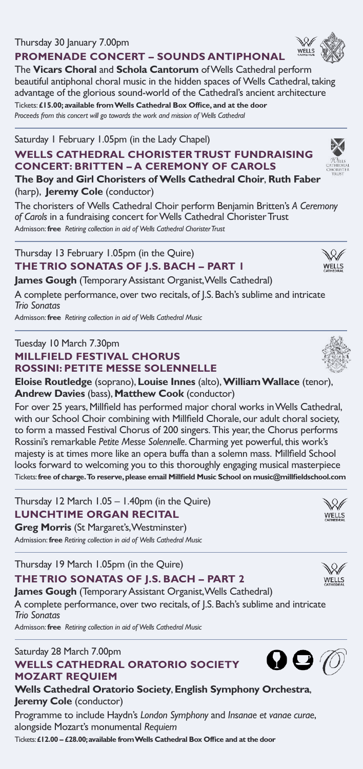Thursday 30 January 7.00pm

## PROMENADE CONCERT – SOUNDS ANTIPHONAL

The **Vicars Choral** and **Schola Cantorum** of Wells Cathedral perform beautiful antiphonal choral music in the hidden spaces of Wells Cathedral, taking advantage of the glorious sound-world of the Cathedral's ancient architecture

Tickets: **£15.00; available from Wells Cathedral Box Office, and at the door**

*Proceeds from this concert will go towards the work and mission of Wells Cathedral*

---

Saturday 1 February 1.05pm (in the Lady Chapel)

## WELLS CATHEDRAL CHORISTER TRUST FUNDRAISING CONCERT: BRITTEN – A CEREMONY OF CAROLS

**The Boy and Girl Choristers of Wells Cathedral Choir**, **Ruth Faber** (harp), **Jeremy Cole** (conductor)

The choristers of Wells Cathedral Choir perform Benjamin Britten's *A Ceremony of Carols* in a fundraising concert for Wells Cathedral Chorister Trust

Admisson: **free** *Retiring collection in aid of Wells Cathedral Chorister Trust*

---

Thursday 13 February 1.05pm (in the Quire)

## THE TRIO SONATAS OF J.S. BACH – PART 1

**James Gough** (Temporary Assistant Organist, Wells Cathedral)

A complete performance, over two recitals, of J.S. Bach's sublime and intricate *Trio Sonatas*

Admisson: **free** *Retiring collection in aid of Wells Cathedral Music*

---

Tuesday 10 March 7.30pm

## MILLFIELD FESTIVAL CHORUS ROSSINI: PETITE MESSE SOLENNELLE

**Eloise Routledge** (soprano), **Louise Innes** (alto), **William Wallace** (tenor), **Andrew Davies** (bass), **Matthew Cook** (conductor)

For over 25 years, Millfield has performed major choral works in Wells Cathedral, with our School Choir combining with Millfield Chorale, our adult choral society, to form a massed Festival Chorus of 200 singers. This year, the Chorus performs Rossini's remarkable *Petite Messe Solennelle*. Charming yet powerful, this work's majesty is at times more like an opera buffa than a solemn mass. Millfield School looks forward to welcoming you to this thoroughly engaging musical masterpiece

Tickets: **free of charge. To reserve, please email Millfield Music School on music@millfieldschool.com**

---

Thursday 12 March 1.05 – 1.40pm (in the Quire)

## LUNCHTIME ORGAN RECITAL

**Greg Morris** (St Margaret's, Westminster)

Admission: **free** *Retiring collection in aid of Wells Cathedral Music*

---

Thursday 19 March 1.05pm (in the Quire)

## THE TRIO SONATAS OF J.S. BACH – PART 2

**James Gough** (Temporary Assistant Organist, Wells Cathedral)

A complete performance, over two recitals, of J.S. Bach's sublime and intricate *Trio Sonatas*

Admisson: **free** *Retiring collection in aid of Wells Cathedral Music*

---

Saturday 28 March 7.00pm

## WELLS CATHEDRAL ORATORIO SOCIETY MOZART REQUIEM

**Wells Cathedral Oratorio Society**, **English Symphony Orchestra**, **Jeremy Cole** (conductor)

Programme to include Haydn's *London Symphony* and *Insanae et vanae curae*, alongside Mozart's monumental *Requiem*

Tickets: **£12.00 – £28.00; available from Wells Cathedral Box Office and at the door**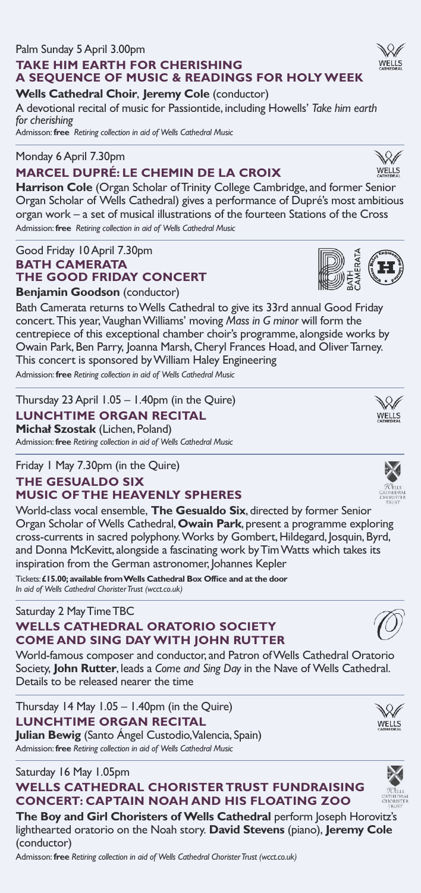Palm Sunday 5 April 3.00pm

## TAKE HIM EARTH FOR CHERISHING
## A SEQUENCE OF MUSIC & READINGS FOR HOLY WEEK

**Wells Cathedral Choir**, **Jeremy Cole** (conductor)

A devotional recital of music for Passiontide, including Howells' *Take him earth for cherishing*

Admisson: **free** *Retiring collection in aid of Wells Cathedral Music*

---

Monday 6 April 7.30pm

## MARCEL DUPRÉ: LE CHEMIN DE LA CROIX

**Harrison Cole** (Organ Scholar of Trinity College Cambridge, and former Senior Organ Scholar of Wells Cathedral) gives a performance of Dupré's most ambitious organ work – a set of musical illustrations of the fourteen Stations of the Cross

Admission: **free** *Retiring collection in aid of Wells Cathedral Music*

---

Good Friday 10 April 7.30pm

## BATH CAMERATA
## THE GOOD FRIDAY CONCERT

**Benjamin Goodson** (conductor)

Bath Camerata returns to Wells Cathedral to give its 33rd annual Good Friday concert. This year, Vaughan Williams' moving *Mass in G minor* will form the centrepiece of this exceptional chamber choir's programme, alongside works by Owain Park, Ben Parry, Joanna Marsh, Cheryl Frances Hoad, and Oliver Tarney. This concert is sponsored by William Haley Engineering

Admission: **free** *Retiring collection in aid of Wells Cathedral Music*

---

Thursday 23 April 1.05 – 1.40pm (in the Quire)

## LUNCHTIME ORGAN RECITAL

**Michał Szostak** (Lichen, Poland)

Admission: **free** *Retiring collection in aid of Wells Cathedral Music*

---

Friday 1 May 7.30pm (in the Quire)

## THE GESUALDO SIX
## MUSIC OF THE HEAVENLY SPHERES

World-class vocal ensemble, **The Gesualdo Six**, directed by former Senior Organ Scholar of Wells Cathedral, **Owain Park**, present a programme exploring cross-currents in sacred polyphony. Works by Gombert, Hildegard, Josquin, Byrd, and Donna McKevitt, alongside a fascinating work by Tim Watts which takes its inspiration from the German astronomer, Johannes Kepler

Tickets: **£15.00; available from Wells Cathedral Box Office and at the door**
*In aid of Wells Cathedral Chorister Trust (wcct.co.uk)*

---

Saturday 2 May Time TBC

## WELLS CATHEDRAL ORATORIO SOCIETY
## COME AND SING DAY WITH JOHN RUTTER

World-famous composer and conductor, and Patron of Wells Cathedral Oratorio Society, **John Rutter**, leads a *Come and Sing Day* in the Nave of Wells Cathedral. Details to be released nearer the time

---

Thursday 14 May 1.05 – 1.40pm (in the Quire)

## LUNCHTIME ORGAN RECITAL

**Julian Bewig** (Santo Ángel Custodio, Valencia, Spain)

Admission: **free** *Retiring collection in aid of Wells Cathedral Music*

---

Saturday 16 May 1.05pm

## WELLS CATHEDRAL CHORISTER TRUST FUNDRAISING CONCERT: CAPTAIN NOAH AND HIS FLOATING ZOO

**The Boy and Girl Choristers of Wells Cathedral** perform Joseph Horovitz's lighthearted oratorio on the Noah story. **David Stevens** (piano), **Jeremy Cole** (conductor)

Admission: **free** *Retiring collection in aid of Wells Cathedral Chorister Trust (wcct.co.uk)*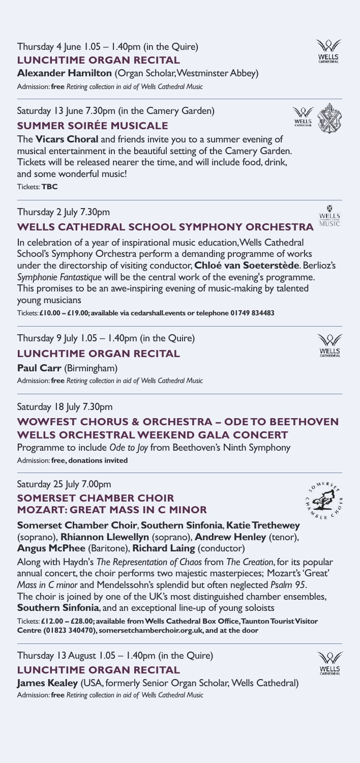Thursday 4 June 1.05 – 1.40pm (in the Quire)

## LUNCHTIME ORGAN RECITAL

**Alexander Hamilton** (Organ Scholar, Westminster Abbey)

Admission: **free** *Retiring collection in aid of Wells Cathedral Music*

---

Saturday 13 June 7.30pm (in the Camery Garden)

## SUMMER SOIRÉE MUSICALE

The **Vicars Choral** and friends invite you to a summer evening of musical entertainment in the beautiful setting of the Camery Garden. Tickets will be released nearer the time, and will include food, drink, and some wonderful music!

Tickets: **TBC**

---

Thursday 2 July 7.30pm

## WELLS CATHEDRAL SCHOOL SYMPHONY ORCHESTRA

In celebration of a year of inspirational music education, Wells Cathedral School's Symphony Orchestra perform a demanding programme of works under the directorship of visiting conductor, **Chloé van Soeterstède**. Berlioz's *Symphonie Fantastique* will be the central work of the evening's programme. This promises to be an awe-inspiring evening of music-making by talented young musicians

Tickets: **£10.00 – £19.00; available via cedarshall.events or telephone 01749 834483**

---

Thursday 9 July 1.05 – 1.40pm (in the Quire)

## LUNCHTIME ORGAN RECITAL

**Paul Carr** (Birmingham)

Admission: **free** *Retiring collection in aid of Wells Cathedral Music*

---

Saturday 18 July 7.30pm

## WOWFEST CHORUS & ORCHESTRA – ODE TO BEETHOVEN WELLS ORCHESTRAL WEEKEND GALA CONCERT

Programme to include *Ode to Joy* from Beethoven's Ninth Symphony

Admission: **free, donations invited**

---

Saturday 25 July 7.00pm

## SOMERSET CHAMBER CHOIR MOZART: GREAT MASS IN C MINOR

**Somerset Chamber Choir**, **Southern Sinfonia**, **Katie Trethewey** (soprano), **Rhiannon Llewellyn** (soprano), **Andrew Henley** (tenor), **Angus McPhee** (Baritone), **Richard Laing** (conductor)

Along with Haydn's *The Representation of Chaos* from *The Creation*, for its popular annual concert, the choir performs two majestic masterpieces; Mozart's 'Great' *Mass in C minor* and Mendelssohn's splendid but often neglected *Psalm 95*. The choir is joined by one of the UK's most distinguished chamber ensembles, **Southern Sinfonia**, and an exceptional line-up of young soloists

Tickets: **£12.00 – £28.00; available from Wells Cathedral Box Office, Taunton Tourist Visitor Centre (01823 340470), somersetchamberchoir.org.uk, and at the door**

---

Thursday 13 August 1.05 – 1.40pm (in the Quire)

## LUNCHTIME ORGAN RECITAL

**James Kealey** (USA, formerly Senior Organ Scholar, Wells Cathedral)

Admission: **free** *Retiring collection in aid of Wells Cathedral Music*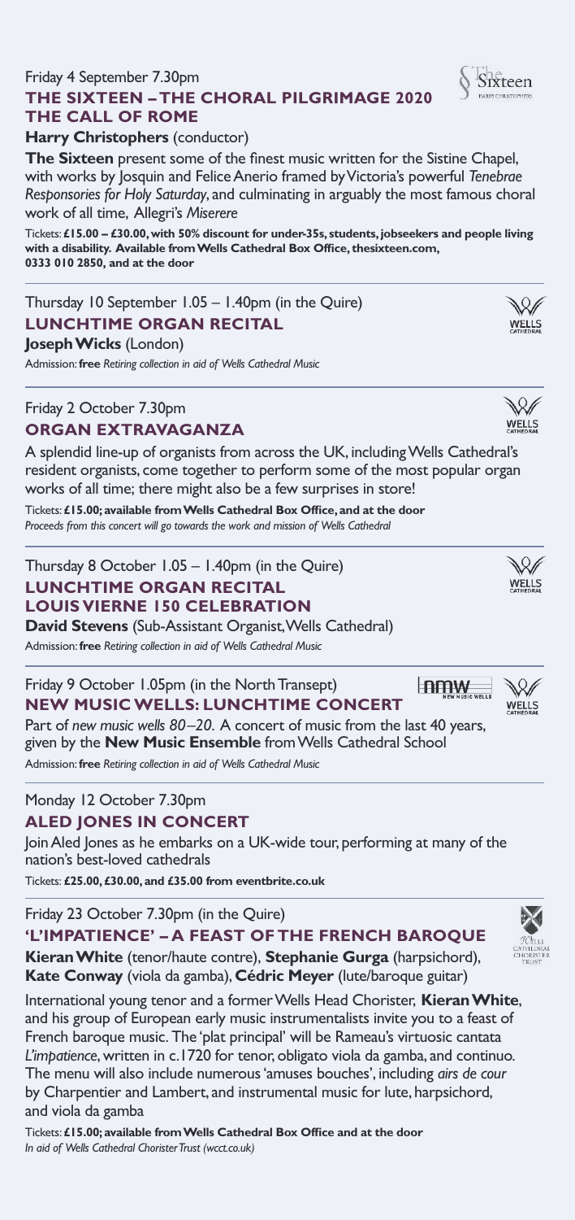Friday 4 September 7.30pm

## THE SIXTEEN – THE CHORAL PILGRIMAGE 2020
## THE CALL OF ROME

**Harry Christophers** (conductor)

**The Sixteen** present some of the finest music written for the Sistine Chapel, with works by Josquin and Felice Anerio framed by Victoria's powerful *Tenebrae Responsories for Holy Saturday*, and culminating in arguably the most famous choral work of all time, Allegri's *Miserere*

Tickets: **£15.00 – £30.00, with 50% discount for under-35s, students, jobseekers and people living with a disability. Available from Wells Cathedral Box Office, thesixteen.com, 0333 010 2850, and at the door**

---

Thursday 10 September 1.05 – 1.40pm (in the Quire)

## LUNCHTIME ORGAN RECITAL

**Joseph Wicks** (London)

Admission: **free** *Retiring collection in aid of Wells Cathedral Music*

---

Friday 2 October 7.30pm

## ORGAN EXTRAVAGANZA

A splendid line-up of organists from across the UK, including Wells Cathedral's resident organists, come together to perform some of the most popular organ works of all time; there might also be a few surprises in store!

Tickets: **£15.00; available from Wells Cathedral Box Office, and at the door**
*Proceeds from this concert will go towards the work and mission of Wells Cathedral*

---

Thursday 8 October 1.05 – 1.40pm (in the Quire)

## LUNCHTIME ORGAN RECITAL
## LOUIS VIERNE 150 CELEBRATION

**David Stevens** (Sub-Assistant Organist, Wells Cathedral)

Admission: **free** *Retiring collection in aid of Wells Cathedral Music*

---

Friday 9 October 1.05pm (in the North Transept)

## NEW MUSIC WELLS: LUNCHTIME CONCERT

Part of *new music wells 80–20*. A concert of music from the last 40 years, given by the **New Music Ensemble** from Wells Cathedral School

Admission: **free** *Retiring collection in aid of Wells Cathedral Music*

---

Monday 12 October 7.30pm

## ALED JONES IN CONCERT

Join Aled Jones as he embarks on a UK-wide tour, performing at many of the nation's best-loved cathedrals

Tickets: **£25.00, £30.00, and £35.00 from eventbrite.co.uk**

---

Friday 23 October 7.30pm (in the Quire)

## 'L'IMPATIENCE' – A FEAST OF THE FRENCH BAROQUE

**Kieran White** (tenor/haute contre), **Stephanie Gurga** (harpsichord), **Kate Conway** (viola da gamba), **Cédric Meyer** (lute/baroque guitar)

International young tenor and a former Wells Head Chorister, **Kieran White**, and his group of European early music instrumentalists invite you to a feast of French baroque music. The 'plat principal' will be Rameau's virtuosic cantata *L'impatience*, written in c.1720 for tenor, obligato viola da gamba, and continuo. The menu will also include numerous 'amuses bouches', including *airs de cour* by Charpentier and Lambert, and instrumental music for lute, harpsichord, and viola da gamba

Tickets: **£15.00; available from Wells Cathedral Box Office and at the door**
*In aid of Wells Cathedral Chorister Trust (wcct.co.uk)*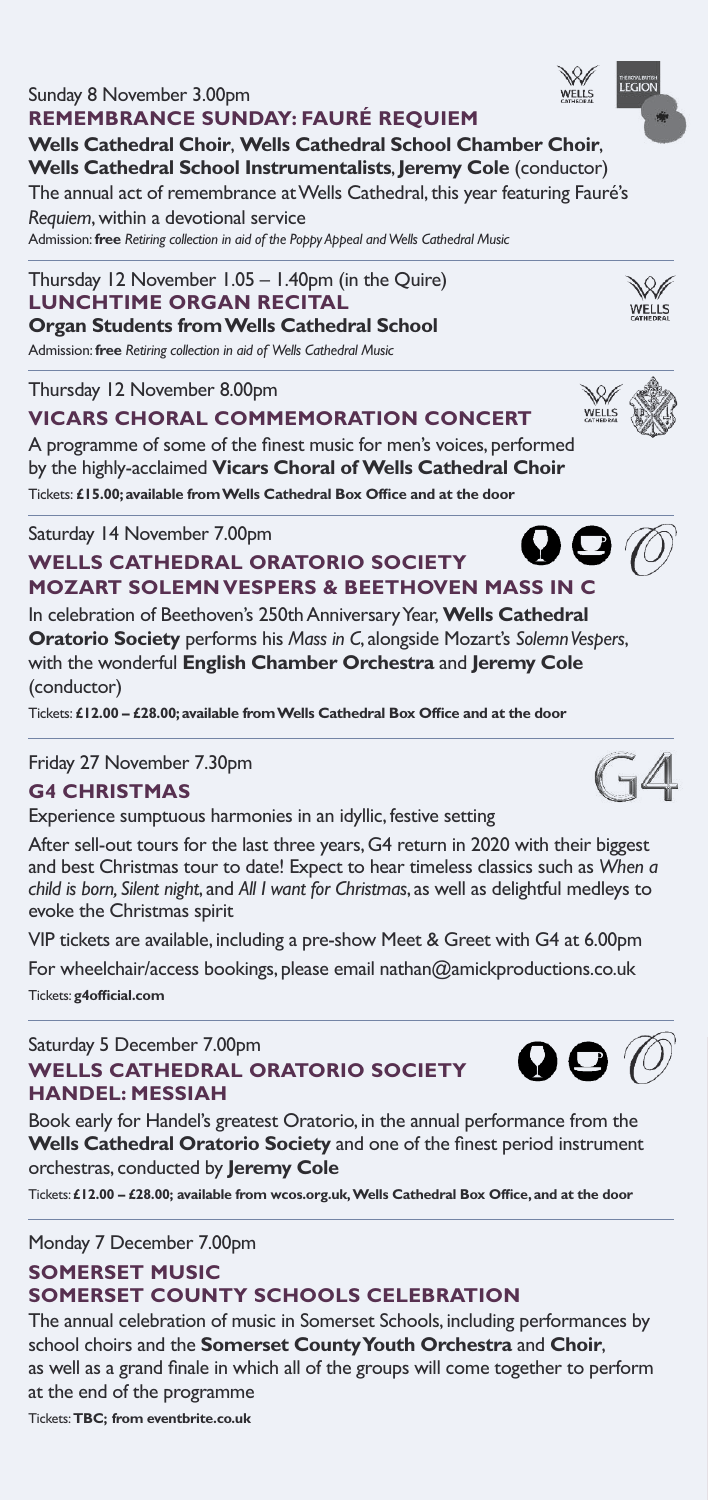Sunday 8 November 3.00pm

## REMEMBRANCE SUNDAY: FAURÉ REQUIEM

**Wells Cathedral Choir**, **Wells Cathedral School Chamber Choir**, **Wells Cathedral School Instrumentalists**, **Jeremy Cole** (conductor)

The annual act of remembrance at Wells Cathedral, this year featuring Fauré's *Requiem*, within a devotional service

Admission: **free** *Retiring collection in aid of the Poppy Appeal and Wells Cathedral Music*

---

Thursday 12 November 1.05 – 1.40pm (in the Quire)

## LUNCHTIME ORGAN RECITAL

**Organ Students from Wells Cathedral School**

Admission: **free** *Retiring collection in aid of Wells Cathedral Music*

---

Thursday 12 November 8.00pm

## VICARS CHORAL COMMEMORATION CONCERT

A programme of some of the finest music for men's voices, performed by the highly-acclaimed **Vicars Choral of Wells Cathedral Choir**

Tickets: **£15.00; available from Wells Cathedral Box Office and at the door**

---

Saturday 14 November 7.00pm

## WELLS CATHEDRAL ORATORIO SOCIETY MOZART SOLEMN VESPERS & BEETHOVEN MASS IN C

In celebration of Beethoven's 250th Anniversary Year, **Wells Cathedral Oratorio Society** performs his *Mass in C*, alongside Mozart's *Solemn Vespers*, with the wonderful **English Chamber Orchestra** and **Jeremy Cole** (conductor)

Tickets: **£12.00 – £28.00; available from Wells Cathedral Box Office and at the door**

---

Friday 27 November 7.30pm

## G4 CHRISTMAS

Experience sumptuous harmonies in an idyllic, festive setting

After sell-out tours for the last three years, G4 return in 2020 with their biggest and best Christmas tour to date! Expect to hear timeless classics such as *When a child is born, Silent night*, and *All I want for Christmas*, as well as delightful medleys to evoke the Christmas spirit

VIP tickets are available, including a pre-show Meet & Greet with G4 at 6.00pm

For wheelchair/access bookings, please email nathan@amickproductions.co.uk

Tickets: **g4official.com**

---

Saturday 5 December 7.00pm

## WELLS CATHEDRAL ORATORIO SOCIETY HANDEL: MESSIAH

Book early for Handel's greatest Oratorio, in the annual performance from the **Wells Cathedral Oratorio Society** and one of the finest period instrument orchestras, conducted by **Jeremy Cole**

Tickets: **£12.00 – £28.00; available from wcos.org.uk, Wells Cathedral Box Office, and at the door**

---

Monday 7 December 7.00pm

## SOMERSET MUSIC SOMERSET COUNTY SCHOOLS CELEBRATION

The annual celebration of music in Somerset Schools, including performances by school choirs and the **Somerset County Youth Orchestra** and **Choir**, as well as a grand finale in which all of the groups will come together to perform at the end of the programme

Tickets: **TBC; from eventbrite.co.uk**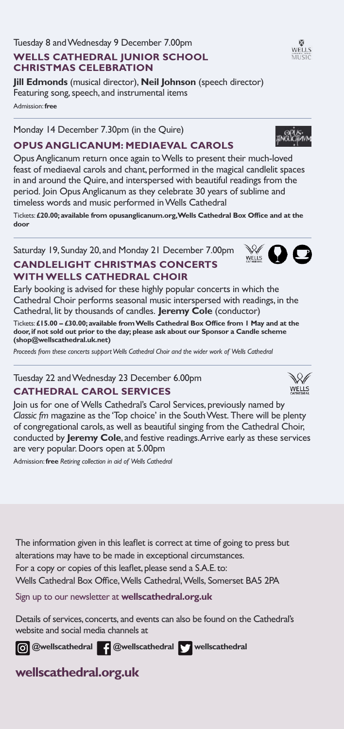Tuesday 8 and Wednesday 9 December 7.00pm

## WELLS CATHEDRAL JUNIOR SCHOOL CHRISTMAS CELEBRATION

**Jill Edmonds** (musical director), **Neil Johnson** (speech director)
Featuring song, speech, and instrumental items

Admission: **free**

---

Monday 14 December 7.30pm (in the Quire)

## OPUS ANGLICANUM: MEDIAEVAL CAROLS

Opus Anglicanum return once again to Wells to present their much-loved feast of mediaeval carols and chant, performed in the magical candlelit spaces in and around the Quire, and interspersed with beautiful readings from the period. Join Opus Anglicanum as they celebrate 30 years of sublime and timeless words and music performed in Wells Cathedral

Tickets: **£20.00; available from opusanglicanum.org, Wells Cathedral Box Office and at the door**

---

Saturday 19, Sunday 20, and Monday 21 December 7.00pm

## CANDLELIGHT CHRISTMAS CONCERTS WITH WELLS CATHEDRAL CHOIR

Early booking is advised for these highly popular concerts in which the Cathedral Choir performs seasonal music interspersed with readings, in the Cathedral, lit by thousands of candles. **Jeremy Cole** (conductor)

Tickets: **£15.00 – £30.00; available from Wells Cathedral Box Office from 1 May and at the door, if not sold out prior to the day; please ask about our Sponsor a Candle scheme (shop@wellscathedral.uk.net)**

*Proceeds from these concerts support Wells Cathedral Choir and the wider work of Wells Cathedral*

---

Tuesday 22 and Wednesday 23 December 6.00pm

## CATHEDRAL CAROL SERVICES

Join us for one of Wells Cathedral's Carol Services, previously named by *Classic fm* magazine as the 'Top choice' in the South West. There will be plenty of congregational carols, as well as beautiful singing from the Cathedral Choir, conducted by **Jeremy Cole**, and festive readings. Arrive early as these services are very popular. Doors open at 5.00pm

Admission: **free** *Retiring collection in aid of Wells Cathedral*

---

The information given in this leaflet is correct at time of going to press but alterations may have to be made in exceptional circumstances.
For a copy or copies of this leaflet, please send a S.A.E. to:
Wells Cathedral Box Office, Wells Cathedral, Wells, Somerset BA5 2PA

Sign up to our newsletter at **wellscathedral.org.uk**

Details of services, concerts, and events can also be found on the Cathedral's website and social media channels at

**@wellscathedral** **@wellscathedral** **wellscathedral**

**wellscathedral.org.uk**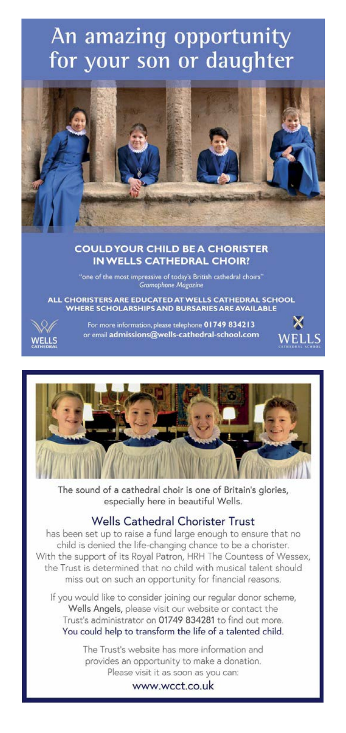# An amazing opportunity for your son or daughter

**COULD YOUR CHILD BE A CHORISTER IN WELLS CATHEDRAL CHOIR?**

"one of the most impressive of today's British cathedral choirs"
*Gramophone Magazine*

**ALL CHORISTERS ARE EDUCATED AT WELLS CATHEDRAL SCHOOL WHERE SCHOLARSHIPS AND BURSARIES ARE AVAILABLE**

For more information, please telephone **01749 834213** or email **admissions@wells-cathedral-school.com**

WELLS CATHEDRAL

WELLS CATHEDRAL SCHOOL

---

The sound of a cathedral choir is one of Britain's glories, especially here in beautiful Wells.

## Wells Cathedral Chorister Trust

has been set up to raise a fund large enough to ensure that no child is denied the life-changing chance to be a chorister. With the support of its Royal Patron, HRH The Countess of Wessex, the Trust is determined that no child with musical talent should miss out on such an opportunity for financial reasons.

If you would like to consider joining our regular donor scheme, Wells Angels, please visit our website or contact the Trust's administrator on 01749 834281 to find out more.
You could help to transform the life of a talented child.

The Trust's website has more information and provides an opportunity to make a donation. Please visit it as soon as you can:

www.wcct.co.uk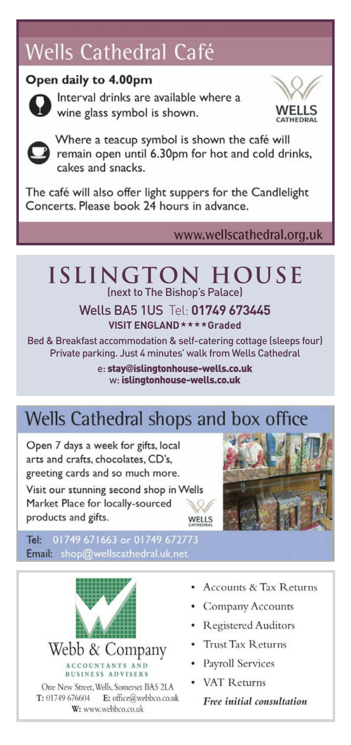# Wells Cathedral Café

**Open daily to 4.00pm**

Interval drinks are available where a wine glass symbol is shown.

WELLS CATHEDRAL

Where a teacup symbol is shown the café will remain open until 6.30pm for hot and cold drinks, cakes and snacks.

The café will also offer light suppers for the Candlelight Concerts. Please book 24 hours in advance.

www.wellscathedral.org.uk

# ISLINGTON HOUSE

(next to The Bishop's Palace)

Wells BA5 1US Tel: **01749 673445**

**VISIT ENGLAND ★★★★ Graded**

Bed & Breakfast accommodation & self-catering cottage (sleeps four)
Private parking. Just 4 minutes' walk from Wells Cathedral

e: **stay@islingtonhouse-wells.co.uk**
w: **islingtonhouse-wells.co.uk**

# Wells Cathedral shops and box office

Open 7 days a week for gifts, local arts and crafts, chocolates, CD's, greeting cards and so much more.

Visit our stunning second shop in Wells Market Place for locally-sourced products and gifts.

WELLS CATHEDRAL

Tel: 01749 671663 or 01749 672773
Email: shop@wellscathedral.uk.net

## Webb & Company

ACCOUNTANTS AND BUSINESS ADVISERS

One New Street, Wells, Somerset BA5 2LA
**T:** 01749 676604 **E:** office@webbco.co.uk
**W:** www.webbco.co.uk

- Accounts & Tax Returns
- Company Accounts
- Registered Auditors
- Trust Tax Returns
- Payroll Services
- VAT Returns

***Free initial consultation***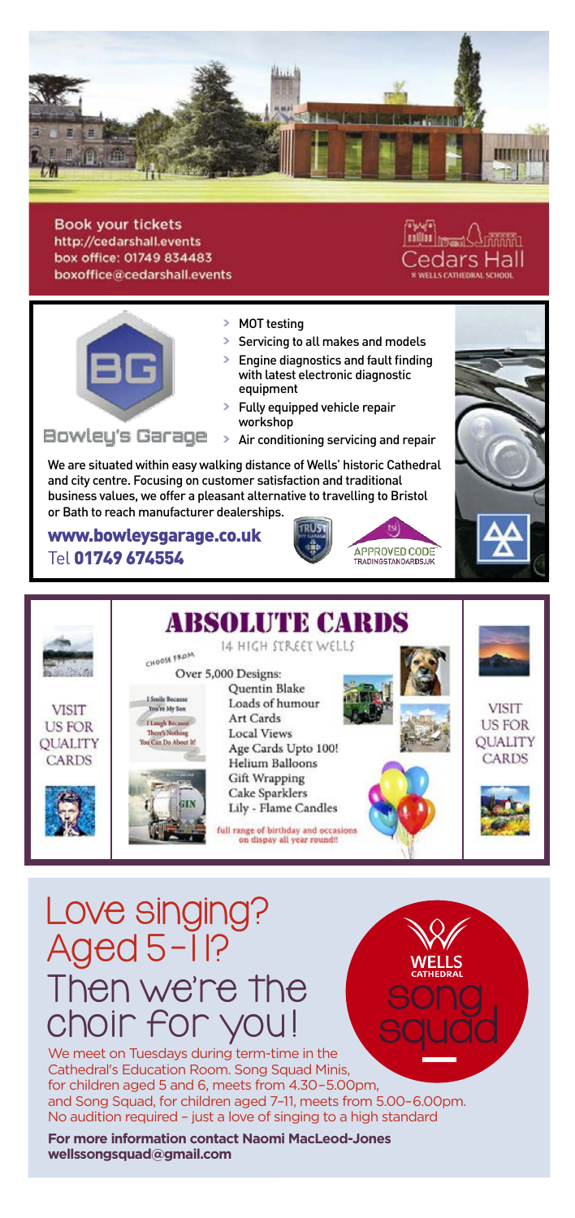Book your tickets
http://cedarshall.events
box office: 01749 834483
boxoffice@cedarshall.events

Cedars Hall
AT WELLS CATHEDRAL SCHOOL

---

BG

Bowley's Garage

- MOT testing
- Servicing to all makes and models
- Engine diagnostics and fault finding with latest electronic diagnostic equipment
- Fully equipped vehicle repair workshop
- Air conditioning servicing and repair

We are situated within easy walking distance of Wells' historic Cathedral and city centre. Focusing on customer satisfaction and traditional business values, we offer a pleasant alternative to travelling to Bristol or Bath to reach manufacturer dealerships.

**www.bowleysgarage.co.uk**
Tel **01749 674554**

APPROVED CODE
TRADINGSTANDARDS.UK

---

# ABSOLUTE CARDS

14 HIGH STREET WELLS

VISIT US FOR QUALITY CARDS

CHOOSE FROM

Over 5,000 Designs:

- Quentin Blake
- Loads of humour
- Art Cards
- Local Views
- Age Cards Upto 100!
- Helium Balloons
- Gift Wrapping
- Cake Sparklers
- Lily - Flame Candles

full range of birthday and occasions on dispay all year round!!

VISIT US FOR QUALITY CARDS

---

# Love singing? Aged 5–11? Then we're the choir for you!

WELLS CATHEDRAL song squad

We meet on Tuesdays during term-time in the Cathedral's Education Room. Song Squad Minis, for children aged 5 and 6, meets from 4.30–5.00pm, and Song Squad, for children aged 7–11, meets from 5.00–6.00pm. No audition required – just a love of singing to a high standard

**For more information contact Naomi MacLeod-Jones**
**wellssongsquad@gmail.com**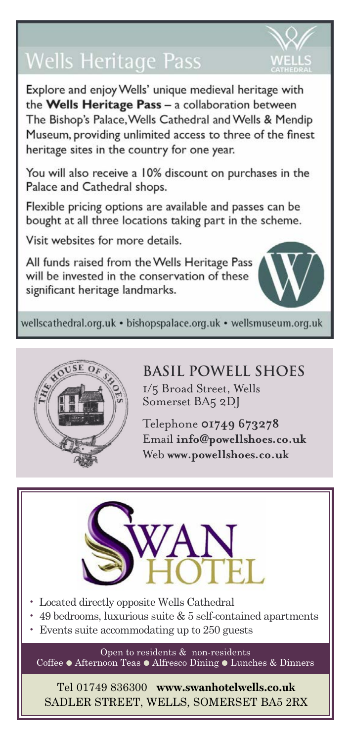# Wells Heritage Pass

Explore and enjoy Wells' unique medieval heritage with the **Wells Heritage Pass** – a collaboration between The Bishop's Palace, Wells Cathedral and Wells & Mendip Museum, providing unlimited access to three of the finest heritage sites in the country for one year.

You will also receive a 10% discount on purchases in the Palace and Cathedral shops.

Flexible pricing options are available and passes can be bought at all three locations taking part in the scheme.

Visit websites for more details.

All funds raised from the Wells Heritage Pass will be invested in the conservation of these significant heritage landmarks.

wellscathedral.org.uk • bishopspalace.org.uk • wellsmuseum.org.uk

## BASIL POWELL SHOES

1/5 Broad Street, Wells
Somerset BA5 2DJ

Telephone **01749 673278**
Email **info@powellshoes.co.uk**
Web **www.powellshoes.co.uk**

## SWAN HOTEL

- Located directly opposite Wells Cathedral
- 49 bedrooms, luxurious suite & 5 self-contained apartments
- Events suite accommodating up to 250 guests

Open to residents & non-residents
Coffee ● Afternoon Teas ● Alfresco Dining ● Lunches & Dinners

Tel 01749 836300 **www.swanhotelwells.co.uk**
SADLER STREET, WELLS, SOMERSET BA5 2RX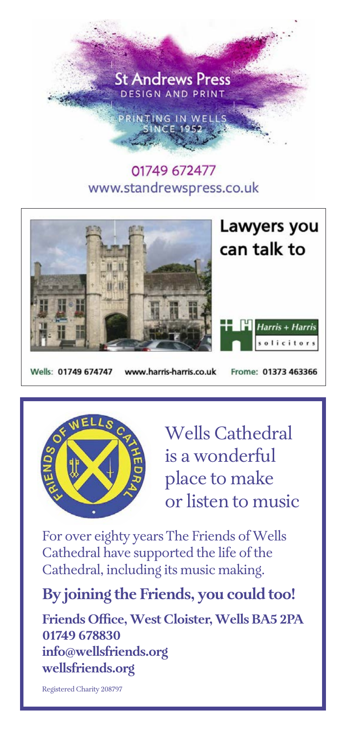**St Andrews Press**
DESIGN AND PRINT

PRINTING IN WELLS SINCE 1952

01749 672477
www.standrewspress.co.uk

## Lawyers you can talk to

*Harris + Harris* solicitors

Wells: 01749 674747 www.harris-harris.co.uk Frome: 01373 463366

FRIENDS OF WELLS CATHEDRAL

## Wells Cathedral is a wonderful place to make or listen to music

For over eighty years The Friends of Wells Cathedral have supported the life of the Cathedral, including its music making.

**By joining the Friends, you could too!**

**Friends Office, West Cloister, Wells BA5 2PA**
**01749 678830**
**info@wellsfriends.org**
**wellsfriends.org**

Registered Charity 208797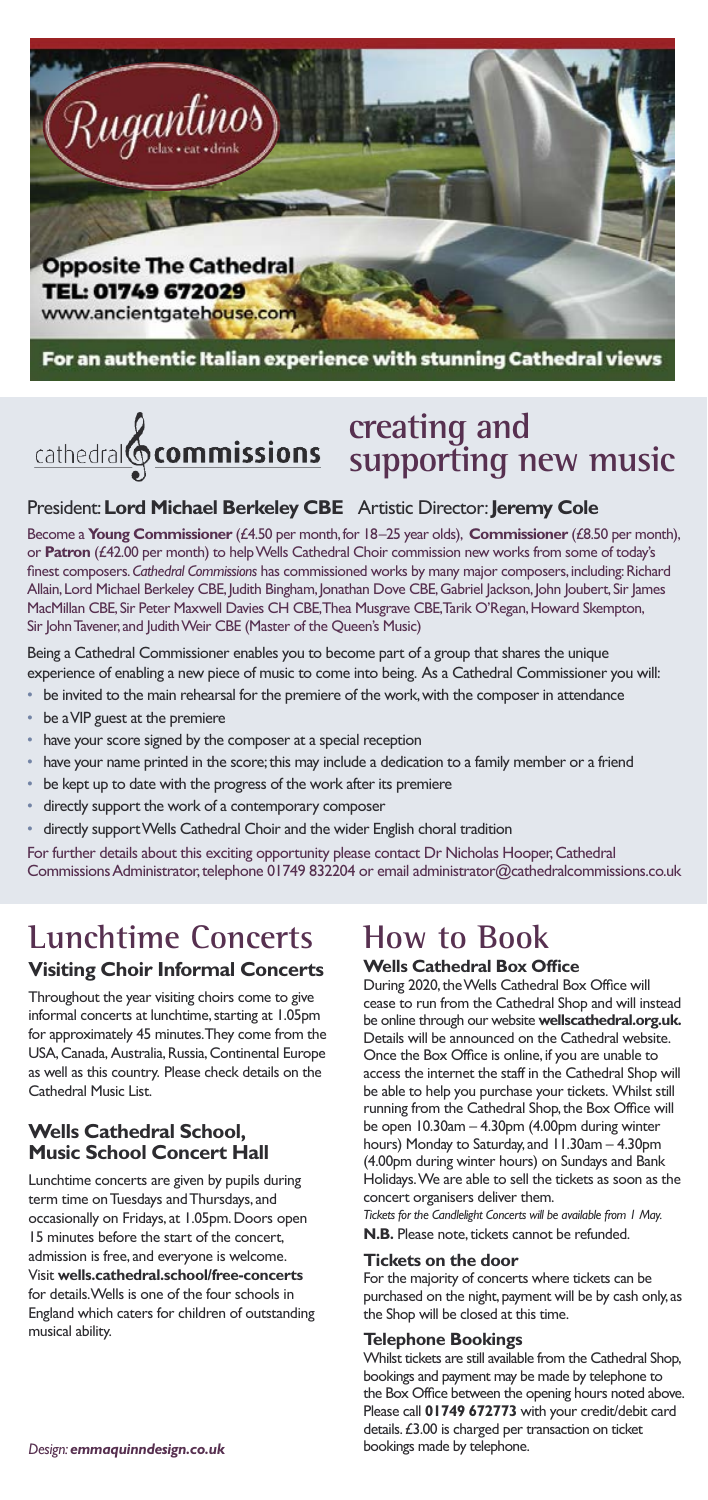Ruganfinos
relax • eat • drink

**Opposite The Cathedral**
**TEL: 01749 672029**
www.ancientgatehouse.com

**For an authentic Italian experience with stunning Cathedral views**

cathedral **commissions**

## creating and supporting new music

President: **Lord Michael Berkeley CBE** Artistic Director: **Jeremy Cole**

Become a **Young Commissioner** (£4.50 per month, for 18–25 year olds), **Commissioner** (£8.50 per month), or **Patron** (£42.00 per month) to help Wells Cathedral Choir commission new works from some of today's finest composers. *Cathedral Commissions* has commissioned works by many major composers, including: Richard Allain, Lord Michael Berkeley CBE, Judith Bingham, Jonathan Dove CBE, Gabriel Jackson, John Joubert, Sir James MacMillan CBE, Sir Peter Maxwell Davies CH CBE, Thea Musgrave CBE, Tarik O'Regan, Howard Skempton, Sir John Tavener, and Judith Weir CBE (Master of the Queen's Music)

Being a Cathedral Commissioner enables you to become part of a group that shares the unique experience of enabling a new piece of music to come into being. As a Cathedral Commissioner you will:

- be invited to the main rehearsal for the premiere of the work, with the composer in attendance
- be a VIP guest at the premiere
- have your score signed by the composer at a special reception
- have your name printed in the score; this may include a dedication to a family member or a friend
- be kept up to date with the progress of the work after its premiere
- directly support the work of a contemporary composer
- directly support Wells Cathedral Choir and the wider English choral tradition

For further details about this exciting opportunity please contact Dr Nicholas Hooper, Cathedral Commissions Administrator, telephone 01749 832204 or email administrator@cathedralcommissions.co.uk

# Lunchtime Concerts

### Visiting Choir Informal Concerts

Throughout the year visiting choirs come to give informal concerts at lunchtime, starting at 1.05pm for approximately 45 minutes. They come from the USA, Canada, Australia, Russia, Continental Europe as well as this country. Please check details on the Cathedral Music List.

### Wells Cathedral School, Music School Concert Hall

Lunchtime concerts are given by pupils during term time on Tuesdays and Thursdays, and occasionally on Fridays, at 1.05pm. Doors open 15 minutes before the start of the concert, admission is free, and everyone is welcome. Visit **wells.cathedral.school/free-concerts** for details. Wells is one of the four schools in England which caters for children of outstanding musical ability.

# How to Book

### Wells Cathedral Box Office

During 2020, the Wells Cathedral Box Office will cease to run from the Cathedral Shop and will instead be online through our website **wellscathedral.org.uk.** Details will be announced on the Cathedral website. Once the Box Office is online, if you are unable to access the internet the staff in the Cathedral Shop will be able to help you purchase your tickets. Whilst still running from the Cathedral Shop, the Box Office will be open 10.30am – 4.30pm (4.00pm during winter hours) Monday to Saturday, and 11.30am – 4.30pm (4.00pm during winter hours) on Sundays and Bank Holidays. We are able to sell the tickets as soon as the concert organisers deliver them.

*Tickets for the Candlelight Concerts will be available from 1 May.*

**N.B.** Please note, tickets cannot be refunded.

### Tickets on the door

For the majority of concerts where tickets can be purchased on the night, payment will be by cash only, as the Shop will be closed at this time.

### Telephone Bookings

Whilst tickets are still available from the Cathedral Shop, bookings and payment may be made by telephone to the Box Office between the opening hours noted above. Please call **01749 672773** with your credit/debit card details. £3.00 is charged per transaction on ticket bookings made by telephone.

*Design: **emmaquinndesign.co.uk***